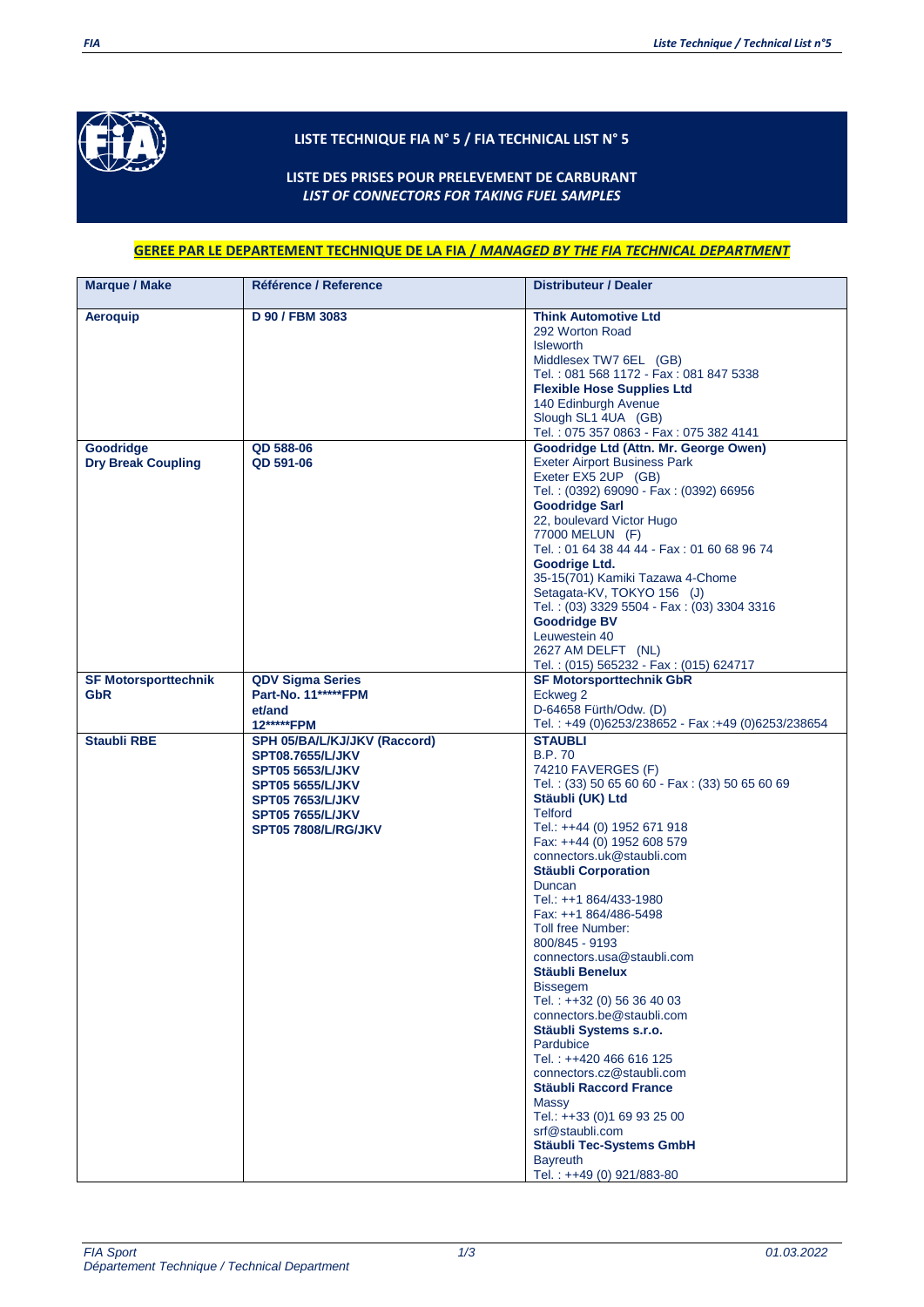# LISTE TECHNIQUE FIA N° 5 / FIA TECHNICAL LIST N° 5

## LISTE DES PRISES POUR PRELEVEMENT DE CARBURANT
## *LIST OF CONNECTORS FOR TAKING FUEL SAMPLES*

**GEREE PAR LE DEPARTEMENT TECHNIQUE DE LA FIA / *MANAGED BY THE FIA TECHNICAL DEPARTMENT***

| Marque / Make | Référence / Reference | Distributeur / Dealer |
|---|---|---|
| **Aeroquip** | **D 90 / FBM 3083** | **Think Automotive Ltd**<br>292 Worton Road<br>Isleworth<br>Middlesex TW7 6EL (GB)<br>Tel. : 081 568 1172 - Fax : 081 847 5338<br>**Flexible Hose Supplies Ltd**<br>140 Edinburgh Avenue<br>Slough SL1 4UA (GB)<br>Tel. : 075 357 0863 - Fax : 075 382 4141 |
| **Goodridge**<br>**Dry Break Coupling** | **QD 588-06**<br>**QD 591-06** | **Goodridge Ltd (Attn. Mr. George Owen)**<br>Exeter Airport Business Park<br>Exeter EX5 2UP (GB)<br>Tel. : (0392) 69090 - Fax : (0392) 66956<br>**Goodridge Sarl**<br>22, boulevard Victor Hugo<br>77000 MELUN (F)<br>Tel. : 01 64 38 44 44 - Fax : 01 60 68 96 74<br>**Goodrige Ltd.**<br>35-15(701) Kamiki Tazawa 4-Chome<br>Setagata-KV, TOKYO 156 (J)<br>Tel. : (03) 3329 5504 - Fax : (03) 3304 3316<br>**Goodridge BV**<br>Leuwestein 40<br>2627 AM DELFT (NL)<br>Tel. : (015) 565232 - Fax : (015) 624717 |
| **SF Motorsporttechnik GbR** | **QDV Sigma Series**<br>**Part-No. 11*****FPM**<br>**et/and**<br>**12*****FPM** | **SF Motorsporttechnik GbR**<br>Eckweg 2<br>D-64658 Fürth/Odw. (D)<br>Tel. : +49 (0)6253/238652 - Fax :+49 (0)6253/238654 |
| **Staubli RBE** | **SPH 05/BA/L/KJ/JKV (Raccord)**<br>**SPT08.7655/L/JKV**<br>**SPT05 5653/L/JKV**<br>**SPT05 5655/L/JKV**<br>**SPT05 7653/L/JKV**<br>**SPT05 7655/L/JKV**<br>**SPT05 7808/L/RG/JKV** | **STAUBLI**<br>B.P. 70<br>74210 FAVERGES (F)<br>Tel. : (33) 50 65 60 60 - Fax : (33) 50 65 60 69<br>**Stäubli (UK) Ltd**<br>Telford<br>Tel.: ++44 (0) 1952 671 918<br>Fax: ++44 (0) 1952 608 579<br>connectors.uk@staubli.com<br>**Stäubli Corporation**<br>Duncan<br>Tel.: ++1 864/433-1980<br>Fax: ++1 864/486-5498<br>Toll free Number:<br>800/845 - 9193<br>connectors.usa@staubli.com<br>**Stäubli Benelux**<br>Bissegem<br>Tel. : ++32 (0) 56 36 40 03<br>connectors.be@staubli.com<br>**Stäubli Systems s.r.o.**<br>Pardubice<br>Tel. : ++420 466 616 125<br>connectors.cz@staubli.com<br>**Stäubli Raccord France**<br>Massy<br>Tel.: ++33 (0)1 69 93 25 00<br>srf@staubli.com<br>**Stäubli Tec-Systems GmbH**<br>Bayreuth<br>Tel. : ++49 (0) 921/883-80 |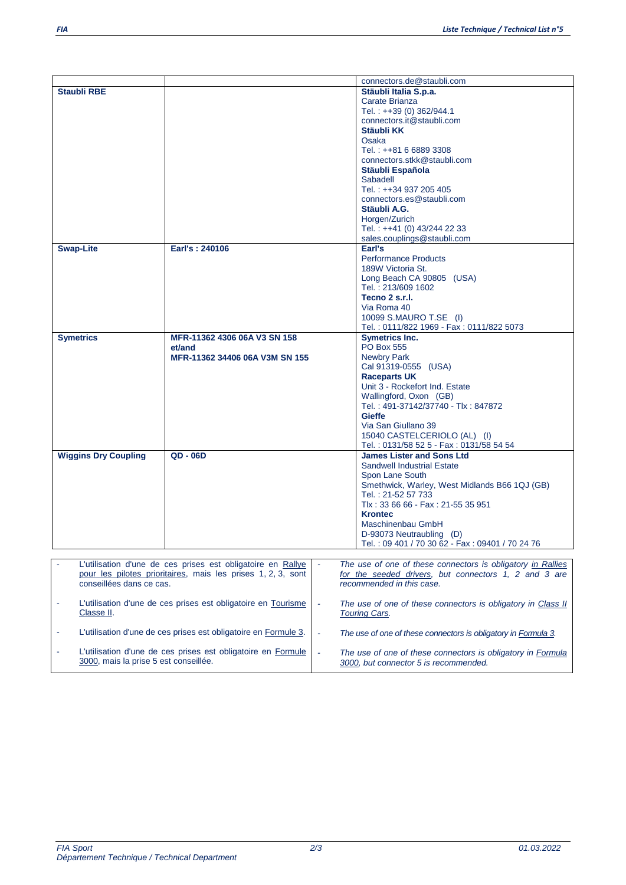| | | |
|---|---|---|
| | | connectors.de@staubli.com |
| **Staubli RBE** | | **Stäubli Italia S.p.a.**<br>Carate Brianza<br>Tel. : ++39 (0) 362/944.1<br>connectors.it@staubli.com<br>**Stäubli KK**<br>Osaka<br>Tel. : ++81 6 6889 3308<br>connectors.stkk@staubli.com<br>**Stäubli Española**<br>Sabadell<br>Tel. : ++34 937 205 405<br>connectors.es@staubli.com<br>**Stäubli A.G.**<br>Horgen/Zurich<br>Tel. : ++41 (0) 43/244 22 33<br>sales.couplings@staubli.com |
| **Swap-Lite** | **Earl's : 240106** | **Earl's**<br>Performance Products<br>189W Victoria St.<br>Long Beach CA 90805 (USA)<br>Tel. : 213/609 1602<br>**Tecno 2 s.r.l.**<br>Via Roma 40<br>10099 S.MAURO T.SE (I)<br>Tel. : 0111/822 1969 - Fax : 0111/822 5073 |
| **Symetrics** | **MFR-11362 4306 06A V3 SN 158**<br>**et/and**<br>**MFR-11362 34406 06A V3M SN 155** | **Symetrics Inc.**<br>PO Box 555<br>Newbry Park<br>Cal 91319-0555 (USA)<br>**Raceparts UK**<br>Unit 3 - Rockefort Ind. Estate<br>Wallingford, Oxon (GB)<br>Tel. : 491-37142/37740 - Tlx : 847872<br>**Gieffe**<br>Via San Giullano 39<br>15040 CASTELCERIOLO (AL) (I)<br>Tel. : 0131/58 52 5 - Fax : 0131/58 54 54 |
| **Wiggins Dry Coupling** | **QD - 06D** | **James Lister and Sons Ltd**<br>Sandwell Industrial Estate<br>Spon Lane South<br>Smethwick, Warley, West Midlands B66 1QJ (GB)<br>Tel. : 21-52 57 733<br>Tlx : 33 66 66 - Fax : 21-55 35 951<br>**Krontec**<br>Maschinenbau GmbH<br>D-93073 Neutraubling (D)<br>Tel. : 09 401 / 70 30 62 - Fax : 09401 / 70 24 76 |

| Français | English |
|---|---|
| - L'utilisation d'une de ces prises est obligatoire en Rallye pour les pilotes prioritaires, mais les prises 1, 2, 3, sont conseillées dans ce cas. | - *The use of one of these connectors is obligatory in Rallies for the seeded drivers, but connectors 1, 2 and 3 are recommended in this case.* |
| - L'utilisation d'une de ces prises est obligatoire en Tourisme Classe II. | - *The use of one of these connectors is obligatory in Class II Touring Cars.* |
| - L'utilisation d'une de ces prises est obligatoire en Formule 3. | - *The use of one of these connectors is obligatory in Formula 3.* |
| - L'utilisation d'une de ces prises est obligatoire en Formule 3000, mais la prise 5 est conseillée. | - *The use of one of these connectors is obligatory in Formula 3000, but connector 5 is recommended.* |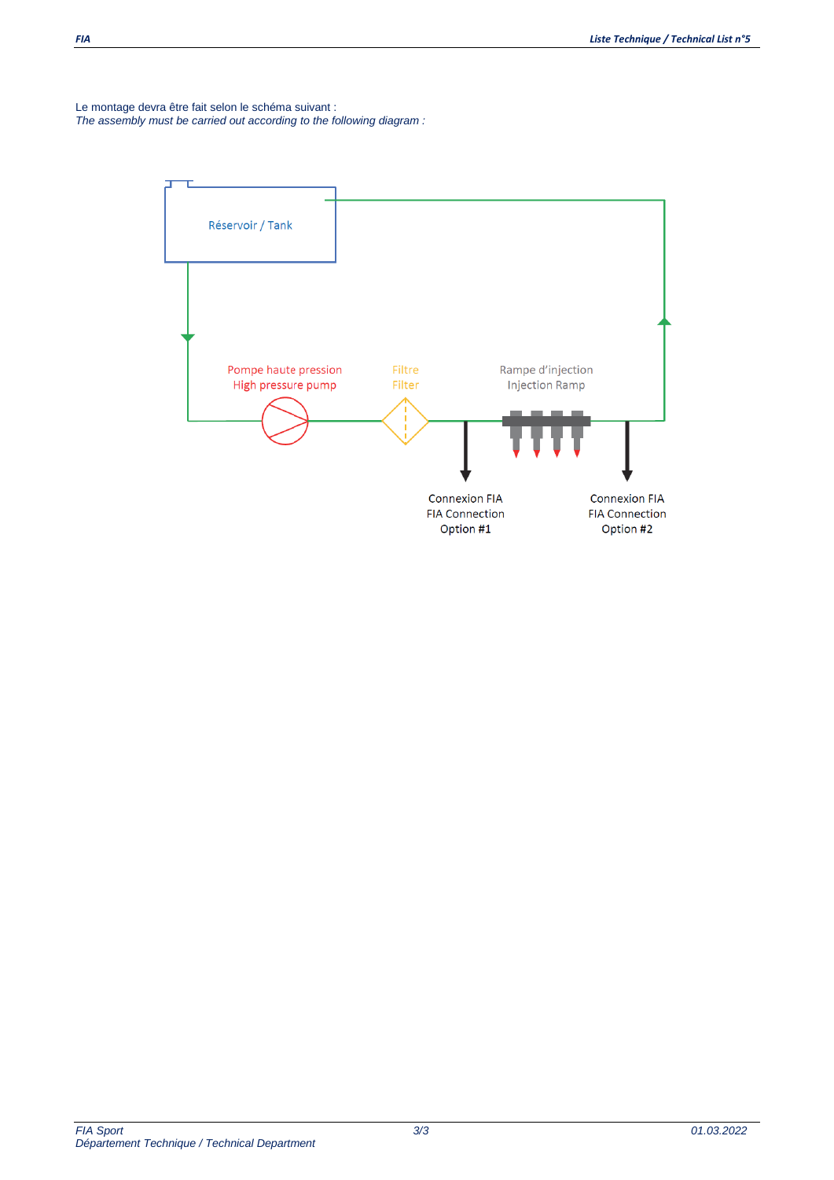Le montage devra être fait selon le schéma suivant :
*The assembly must be carried out according to the following diagram :*

Réservoir / Tank

Pompe haute pression
High pressure pump

Filtre
Filter

Rampe d'injection
Injection Ramp

Connexion FIA
FIA Connection
Option #1

Connexion FIA
FIA Connection
Option #2